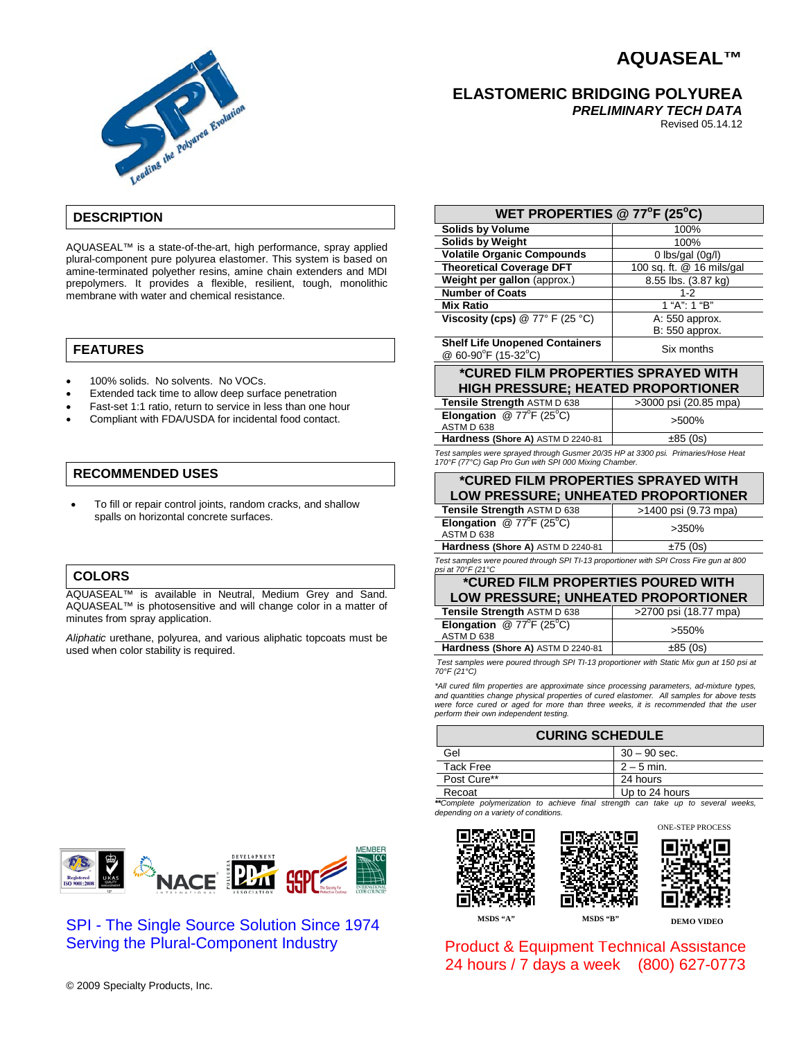# AQUASEAL™

## ELASTOMERIC BRIDGING POLYUREA

***PRELIMINARY TECH DATA***

Revised 05.14.12

## DESCRIPTION

AQUASEAL™ is a state-of-the-art, high performance, spray applied plural-component pure polyurea elastomer. This system is based on amine-terminated polyether resins, amine chain extenders and MDI prepolymers. It provides a flexible, resilient, tough, monolithic membrane with water and chemical resistance.

## FEATURES

- 100% solids. No solvents. No VOCs.
- Extended tack time to allow deep surface penetration
- Fast-set 1:1 ratio, return to service in less than one hour
- Compliant with FDA/USDA for incidental food contact.

## RECOMMENDED USES

- To fill or repair control joints, random cracks, and shallow spalls on horizontal concrete surfaces.

## COLORS

AQUASEAL™ is available in Neutral, Medium Grey and Sand. AQUASEAL™ is photosensitive and will change color in a matter of minutes from spray application.

*Aliphatic* urethane, polyurea, and various aliphatic topcoats must be used when color stability is required.

| WET PROPERTIES @ 77°F (25°C) | |
|---|---|
| **Solids by Volume** | 100% |
| **Solids by Weight** | 100% |
| **Volatile Organic Compounds** | 0 lbs/gal (0g/l) |
| **Theoretical Coverage DFT** | 100 sq. ft. @ 16 mils/gal |
| **Weight per gallon** (approx.) | 8.55 lbs. (3.87 kg) |
| **Number of Coats** | 1-2 |
| **Mix Ratio** | 1 "A": 1 "B" |
| **Viscosity (cps)** @ 77° F (25 °C) | A: 550 approx.<br>B: 550 approx. |
| **Shelf Life Unopened Containers** @ 60-90°F (15-32°C) | Six months |

| *CURED FILM PROPERTIES SPRAYED WITH HIGH PRESSURE; HEATED PROPORTIONER | |
|---|---|
| **Tensile Strength** ASTM D 638 | >3000 psi (20.85 mpa) |
| **Elongation** @ 77°F (25°C) ASTM D 638 | >500% |
| **Hardness (Shore A)** ASTM D 2240-81 | ±85 (0s) |

*Test samples were sprayed through Gusmer 20/35 HP at 3300 psi. Primaries/Hose Heat 170°F (77°C) Gap Pro Gun with SPI 000 Mixing Chamber.*

| *CURED FILM PROPERTIES SPRAYED WITH LOW PRESSURE; UNHEATED PROPORTIONER | |
|---|---|
| **Tensile Strength** ASTM D 638 | >1400 psi (9.73 mpa) |
| **Elongation** @ 77°F (25°C) ASTM D 638 | >350% |
| **Hardness (Shore A)** ASTM D 2240-81 | ±75 (0s) |

*Test samples were poured through SPI TI-13 proportioner with SPI Cross Fire gun at 800 psi at 70°F (21°C*

| *CURED FILM PROPERTIES POURED WITH LOW PRESSURE; UNHEATED PROPORTIONER | |
|---|---|
| **Tensile Strength** ASTM D 638 | >2700 psi (18.77 mpa) |
| **Elongation** @ 77°F (25°C) ASTM D 638 | >550% |
| **Hardness (Shore A)** ASTM D 2240-81 | ±85 (0s) |

*Test samples were poured through SPI TI-13 proportioner with Static Mix gun at 150 psi at 70°F (21°C)*

**All cured film properties are approximate since processing parameters, ad-mixture types, and quantities change physical properties of cured elastomer. All samples for above tests were force cured or aged for more than three weeks, it is recommended that the user perform their own independent testing.*

| CURING SCHEDULE | |
|---|---|
| Gel | 30 – 90 sec. |
| Tack Free | 2 – 5 min. |
| Post Cure** | 24 hours |
| Recoat | Up to 24 hours |

***Complete polymerization to achieve final strength can take up to several weeks, depending on a variety of conditions.*

MSDS "A" | MSDS "B" | ONE-STEP PROCESS DEMO VIDEO

SPI - The Single Source Solution Since 1974
Serving the Plural-Component Industry

Product & Equipment Technical Assistance
24 hours / 7 days a week (800) 627-0773

© 2009 Specialty Products, Inc.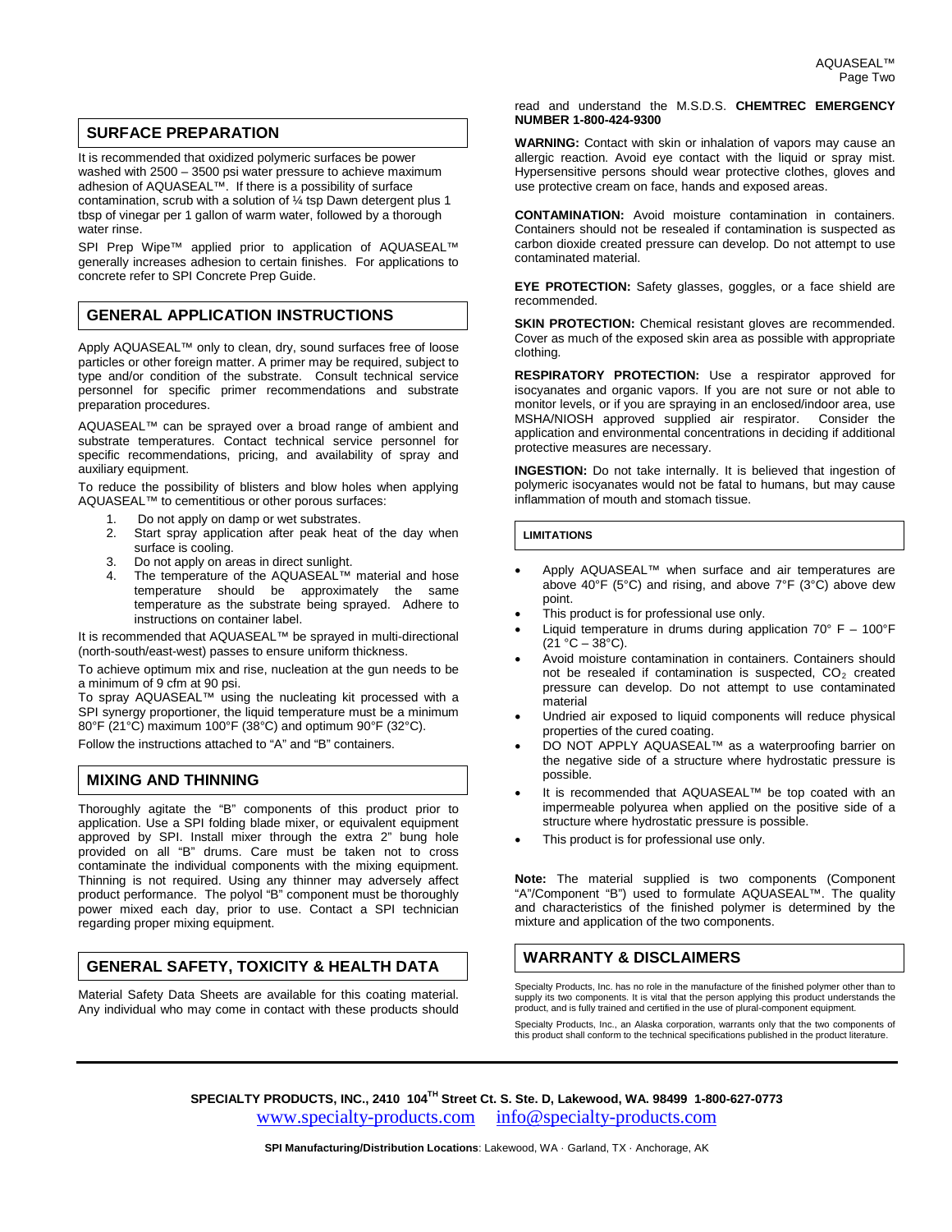## SURFACE PREPARATION

It is recommended that oxidized polymeric surfaces be power washed with 2500 – 3500 psi water pressure to achieve maximum adhesion of AQUASEAL™. If there is a possibility of surface contamination, scrub with a solution of ¼ tsp Dawn detergent plus 1 tbsp of vinegar per 1 gallon of warm water, followed by a thorough water rinse.

SPI Prep Wipe™ applied prior to application of AQUASEAL™ generally increases adhesion to certain finishes. For applications to concrete refer to SPI Concrete Prep Guide.

## GENERAL APPLICATION INSTRUCTIONS

Apply AQUASEAL™ only to clean, dry, sound surfaces free of loose particles or other foreign matter. A primer may be required, subject to type and/or condition of the substrate. Consult technical service personnel for specific primer recommendations and substrate preparation procedures.

AQUASEAL™ can be sprayed over a broad range of ambient and substrate temperatures. Contact technical service personnel for specific recommendations, pricing, and availability of spray and auxiliary equipment.

To reduce the possibility of blisters and blow holes when applying AQUASEAL™ to cementitious or other porous surfaces:

1. Do not apply on damp or wet substrates.
2. Start spray application after peak heat of the day when surface is cooling.
3. Do not apply on areas in direct sunlight.
4. The temperature of the AQUASEAL™ material and hose temperature should be approximately the same temperature as the substrate being sprayed. Adhere to instructions on container label.

It is recommended that AQUASEAL™ be sprayed in multi-directional (north-south/east-west) passes to ensure uniform thickness.

To achieve optimum mix and rise, nucleation at the gun needs to be a minimum of 9 cfm at 90 psi.

To spray AQUASEAL™ using the nucleating kit processed with a SPI synergy proportioner, the liquid temperature must be a minimum 80°F (21°C) maximum 100°F (38°C) and optimum 90°F (32°C).

Follow the instructions attached to "A" and "B" containers.

## MIXING AND THINNING

Thoroughly agitate the "B" components of this product prior to application. Use a SPI folding blade mixer, or equivalent equipment approved by SPI. Install mixer through the extra 2" bung hole provided on all "B" drums. Care must be taken not to cross contaminate the individual components with the mixing equipment. Thinning is not required. Using any thinner may adversely affect product performance. The polyol "B" component must be thoroughly power mixed each day, prior to use. Contact a SPI technician regarding proper mixing equipment.

## GENERAL SAFETY, TOXICITY & HEALTH DATA

Material Safety Data Sheets are available for this coating material. Any individual who may come in contact with these products should read and understand the M.S.D.S. **CHEMTREC EMERGENCY NUMBER 1-800-424-9300**

**WARNING:** Contact with skin or inhalation of vapors may cause an allergic reaction. Avoid eye contact with the liquid or spray mist. Hypersensitive persons should wear protective clothes, gloves and use protective cream on face, hands and exposed areas.

**CONTAMINATION:** Avoid moisture contamination in containers. Containers should not be resealed if contamination is suspected as carbon dioxide created pressure can develop. Do not attempt to use contaminated material.

**EYE PROTECTION:** Safety glasses, goggles, or a face shield are recommended.

**SKIN PROTECTION:** Chemical resistant gloves are recommended. Cover as much of the exposed skin area as possible with appropriate clothing.

**RESPIRATORY PROTECTION:** Use a respirator approved for isocyanates and organic vapors. If you are not sure or not able to monitor levels, or if you are spraying in an enclosed/indoor area, use MSHA/NIOSH approved supplied air respirator. Consider the application and environmental concentrations in deciding if additional protective measures are necessary.

**INGESTION:** Do not take internally. It is believed that ingestion of polymeric isocyanates would not be fatal to humans, but may cause inflammation of mouth and stomach tissue.

## LIMITATIONS

- Apply AQUASEAL™ when surface and air temperatures are above 40°F (5°C) and rising, and above 7°F (3°C) above dew point.
- This product is for professional use only.
- Liquid temperature in drums during application 70° F – 100°F (21 °C – 38°C).
- Avoid moisture contamination in containers. Containers should not be resealed if contamination is suspected, $CO_2$ created pressure can develop. Do not attempt to use contaminated material
- Undried air exposed to liquid components will reduce physical properties of the cured coating.
- DO NOT APPLY AQUASEAL™ as a waterproofing barrier on the negative side of a structure where hydrostatic pressure is possible.
- It is recommended that AQUASEAL™ be top coated with an impermeable polyurea when applied on the positive side of a structure where hydrostatic pressure is possible.
- This product is for professional use only.

**Note:** The material supplied is two components (Component "A"/Component "B") used to formulate AQUASEAL™. The quality and characteristics of the finished polymer is determined by the mixture and application of the two components.

## WARRANTY & DISCLAIMERS

Specialty Products, Inc. has no role in the manufacture of the finished polymer other than to supply its two components. It is vital that the person applying this product understands the product, and is fully trained and certified in the use of plural-component equipment.

Specialty Products, Inc., an Alaska corporation, warrants only that the two components of this product shall conform to the technical specifications published in the product literature.

**SPECIALTY PRODUCTS, INC., 2410 104TH Street Ct. S. Ste. D, Lakewood, WA. 98499 1-800-627-0773**
www.specialty-products.com info@specialty-products.com

**SPI Manufacturing/Distribution Locations**: Lakewood, WA · Garland, TX · Anchorage, AK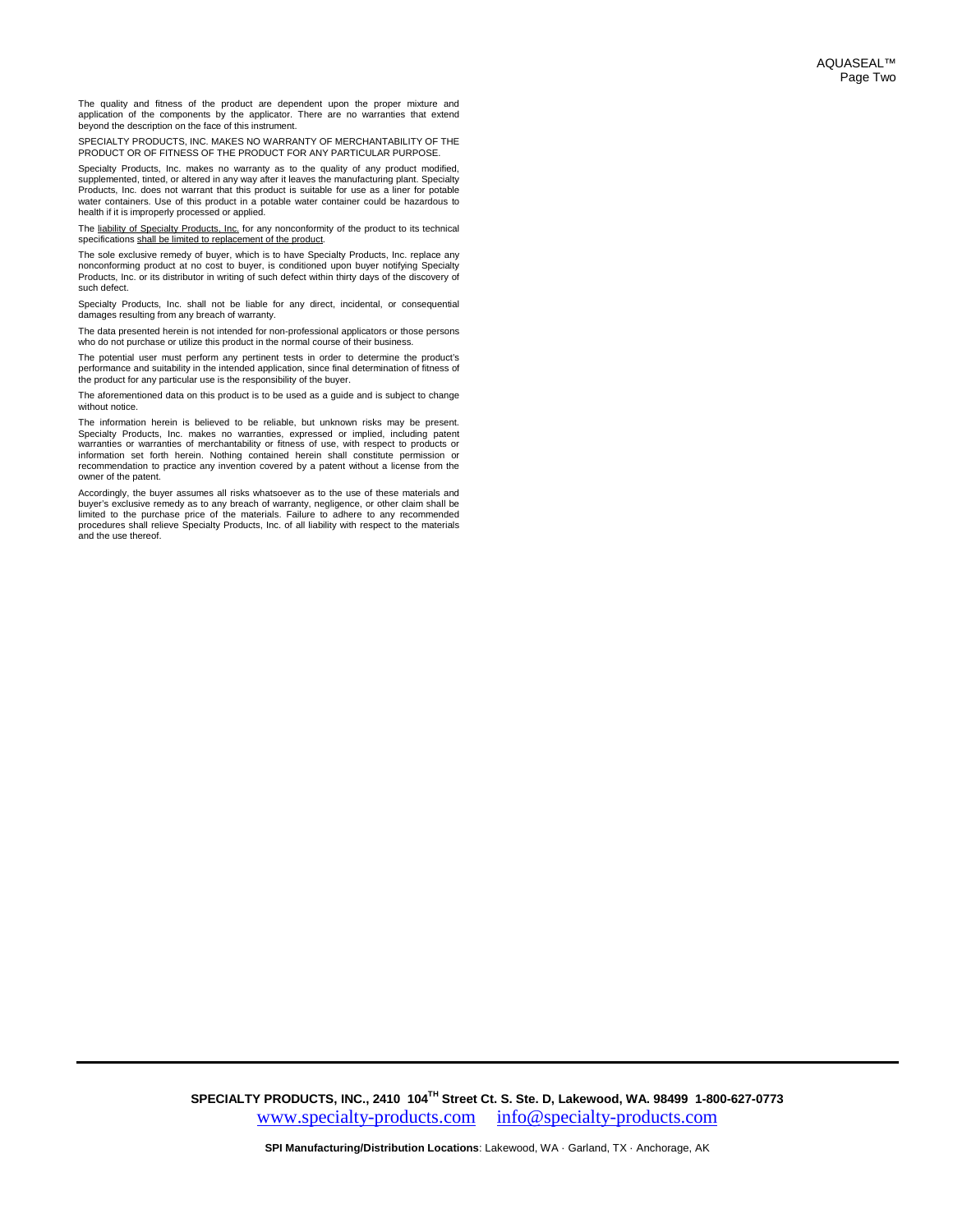The quality and fitness of the product are dependent upon the proper mixture and application of the components by the applicator. There are no warranties that extend beyond the description on the face of this instrument.

SPECIALTY PRODUCTS, INC. MAKES NO WARRANTY OF MERCHANTABILITY OF THE PRODUCT OR OF FITNESS OF THE PRODUCT FOR ANY PARTICULAR PURPOSE.

Specialty Products, Inc. makes no warranty as to the quality of any product modified, supplemented, tinted, or altered in any way after it leaves the manufacturing plant. Specialty Products, Inc. does not warrant that this product is suitable for use as a liner for potable water containers. Use of this product in a potable water container could be hazardous to health if it is improperly processed or applied.

The liability of Specialty Products, Inc. for any nonconformity of the product to its technical specifications shall be limited to replacement of the product.

The sole exclusive remedy of buyer, which is to have Specialty Products, Inc. replace any nonconforming product at no cost to buyer, is conditioned upon buyer notifying Specialty Products, Inc. or its distributor in writing of such defect within thirty days of the discovery of such defect.

Specialty Products, Inc. shall not be liable for any direct, incidental, or consequential damages resulting from any breach of warranty.

The data presented herein is not intended for non-professional applicators or those persons who do not purchase or utilize this product in the normal course of their business.

The potential user must perform any pertinent tests in order to determine the product's performance and suitability in the intended application, since final determination of fitness of the product for any particular use is the responsibility of the buyer.

The aforementioned data on this product is to be used as a guide and is subject to change without notice.

The information herein is believed to be reliable, but unknown risks may be present. Specialty Products, Inc. makes no warranties, expressed or implied, including patent warranties or warranties of merchantability or fitness of use, with respect to products or information set forth herein. Nothing contained herein shall constitute permission or recommendation to practice any invention covered by a patent without a license from the owner of the patent.

Accordingly, the buyer assumes all risks whatsoever as to the use of these materials and buyer's exclusive remedy as to any breach of warranty, negligence, or other claim shall be limited to the purchase price of the materials. Failure to adhere to any recommended procedures shall relieve Specialty Products, Inc. of all liability with respect to the materials and the use thereof.

**SPECIALTY PRODUCTS, INC., 2410 104TH Street Ct. S. Ste. D, Lakewood, WA. 98499 1-800-627-0773**

www.specialty-products.com info@specialty-products.com

**SPI Manufacturing/Distribution Locations**: Lakewood, WA · Garland, TX · Anchorage, AK